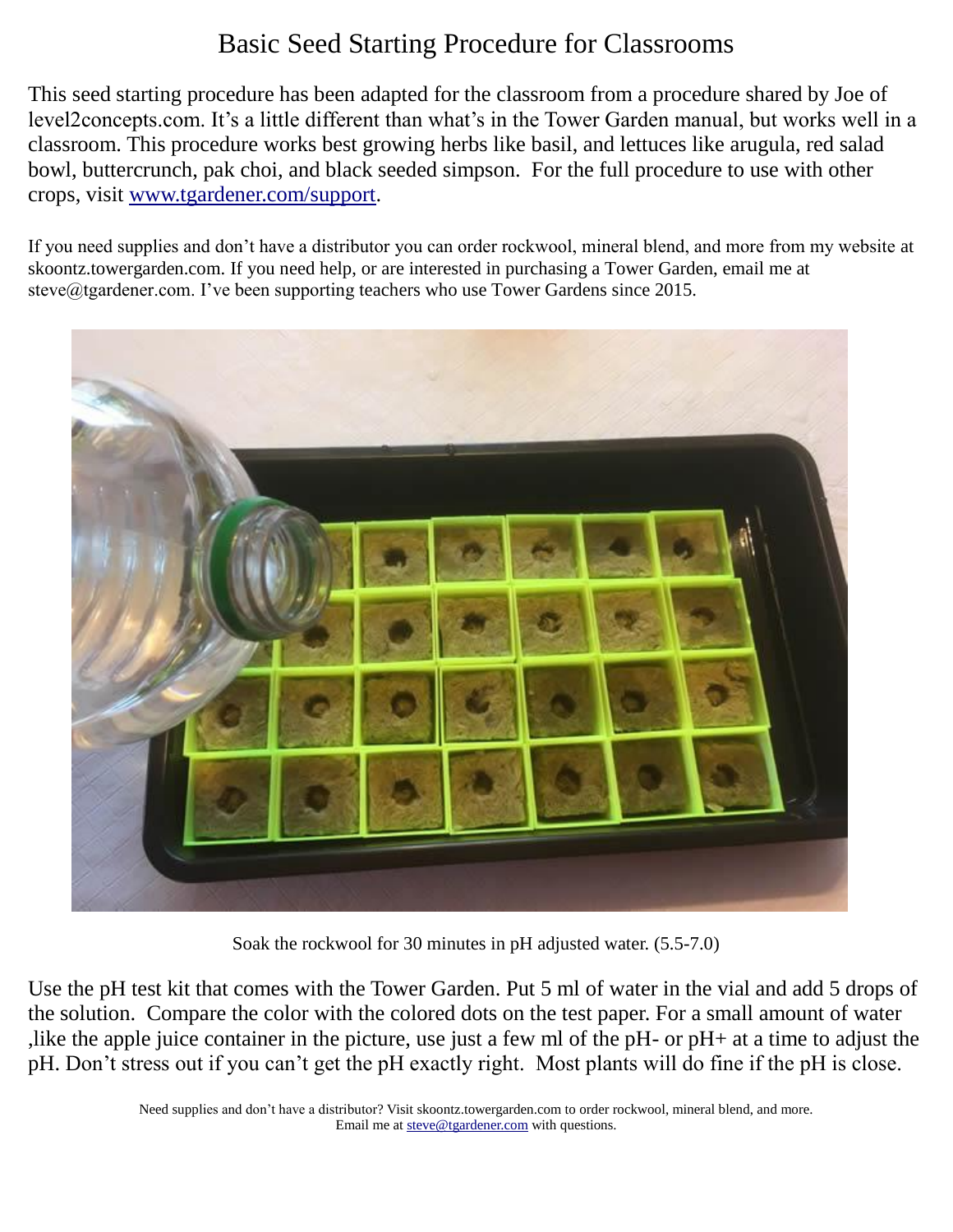# Basic Seed Starting Procedure for Classrooms

This seed starting procedure has been adapted for the classroom from a procedure shared by Joe of level2concepts.com. It's a little different than what's in the Tower Garden manual, but works well in a classroom. This procedure works best growing herbs like basil, and lettuces like arugula, red salad bowl, buttercrunch, pak choi, and black seeded simpson. For the full procedure to use with other crops, visit [www.tgardener.com/support](www.tgardener.com/support).

If you need supplies and don't have a distributor you can order rockwool, mineral blend, and more from my website at skoontz.towergarden.com. If you need help, or are interested in purchasing a Tower Garden, email me at steve@tgardener.com. I've been supporting teachers who use Tower Gardens since 2015.

Soak the rockwool for 30 minutes in pH adjusted water. (5.5-7.0)

Use the pH test kit that comes with the Tower Garden. Put 5 ml of water in the vial and add 5 drops of the solution. Compare the color with the colored dots on the test paper. For a small amount of water ,like the apple juice container in the picture, use just a few ml of the pH- or pH+ at a time to adjust the pH. Don't stress out if you can't get the pH exactly right. Most plants will do fine if the pH is close.

Need supplies and don't have a distributor? Visit skoontz.towergarden.com to order rockwool, mineral blend, and more.
Email me at [steve@tgardener.com](mailto:steve@tgardener.com) with questions.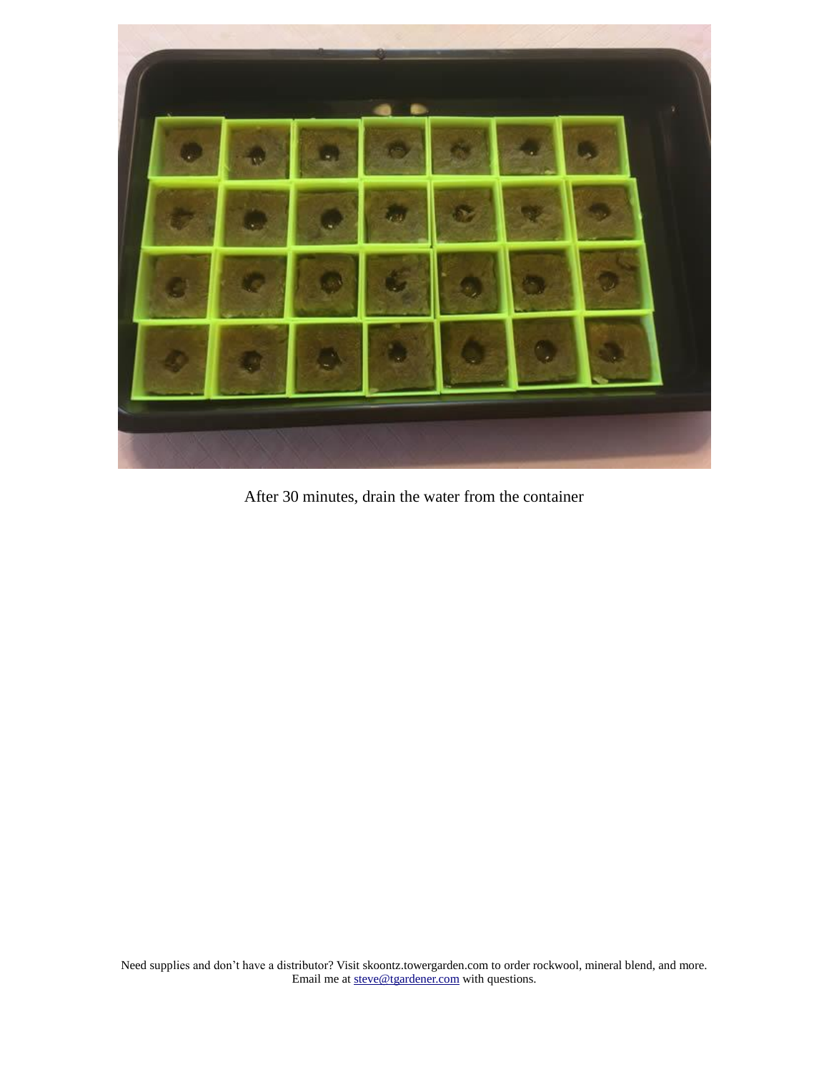After 30 minutes, drain the water from the container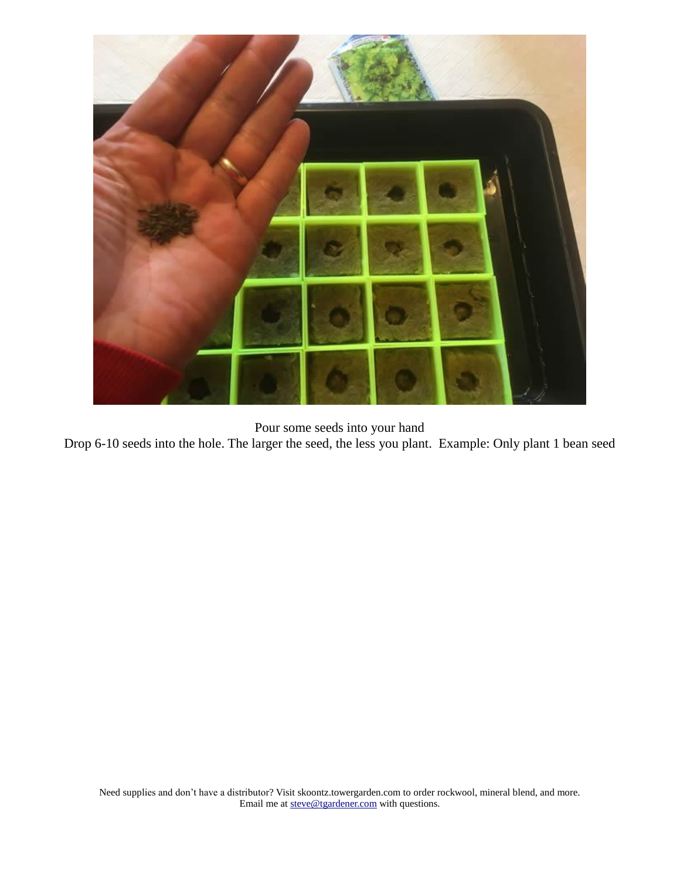Pour some seeds into your hand

Drop 6-10 seeds into the hole. The larger the seed, the less you plant. Example: Only plant 1 bean seed

Need supplies and don't have a distributor? Visit skoontz.towergarden.com to order rockwool, mineral blend, and more.
Email me at steve@tgardener.com with questions.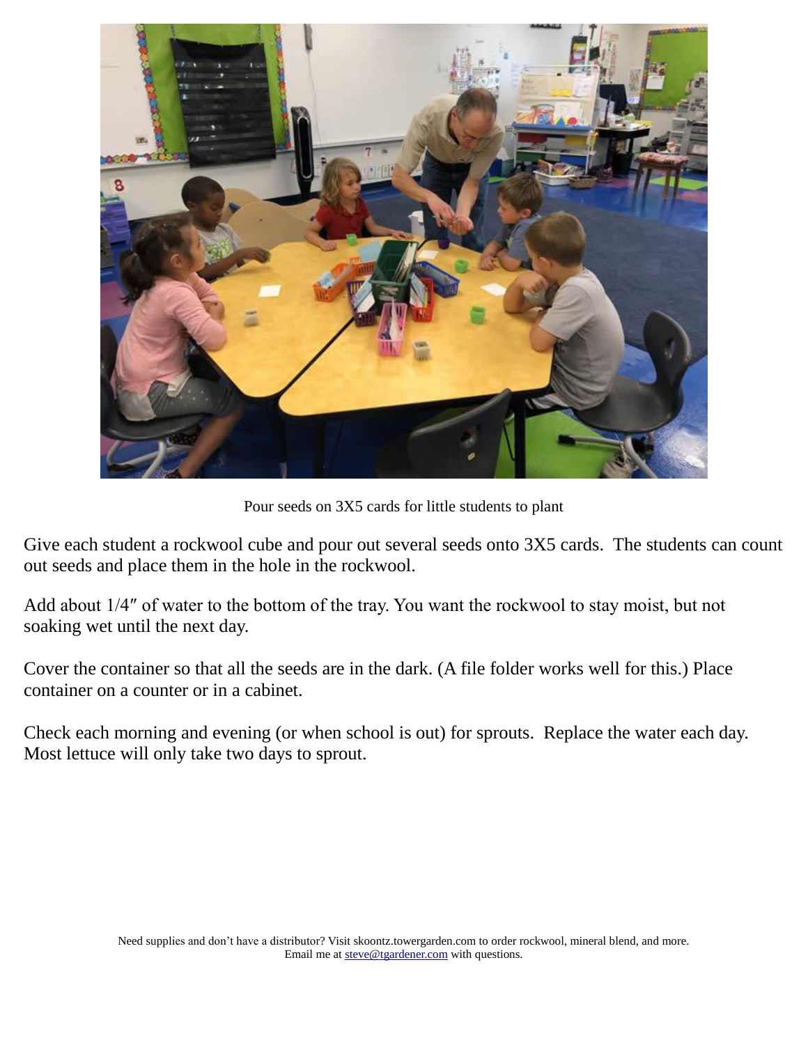Pour seeds on 3X5 cards for little students to plant

Give each student a rockwool cube and pour out several seeds onto 3X5 cards. The students can count out seeds and place them in the hole in the rockwool.

Add about 1/4″ of water to the bottom of the tray. You want the rockwool to stay moist, but not soaking wet until the next day.

Cover the container so that all the seeds are in the dark. (A file folder works well for this.) Place container on a counter or in a cabinet.

Check each morning and evening (or when school is out) for sprouts. Replace the water each day. Most lettuce will only take two days to sprout.

Need supplies and don't have a distributor? Visit skoontz.towergarden.com to order rockwool, mineral blend, and more. Email me at steve@tgardener.com with questions.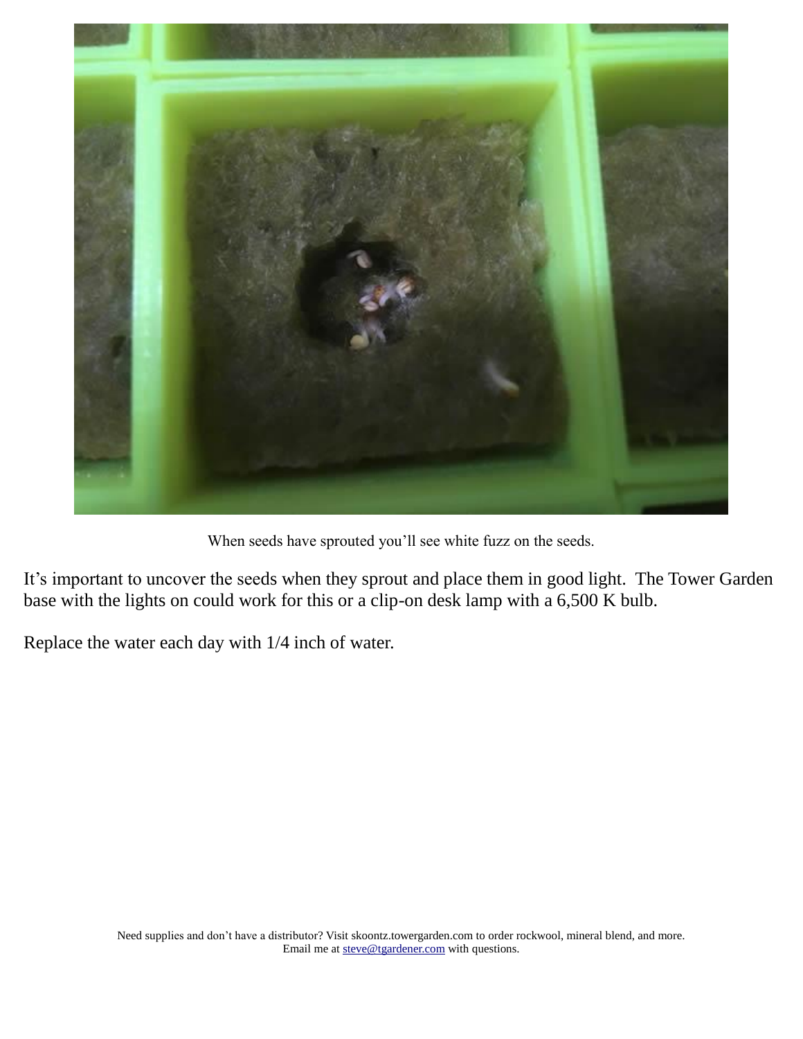When seeds have sprouted you'll see white fuzz on the seeds.

It's important to uncover the seeds when they sprout and place them in good light. The Tower Garden base with the lights on could work for this or a clip-on desk lamp with a 6,500 K bulb.

Replace the water each day with 1/4 inch of water.

Need supplies and don't have a distributor? Visit skoontz.towergarden.com to order rockwool, mineral blend, and more.
Email me at [steve@tgardener.com](mailto:steve@tgardener.com) with questions.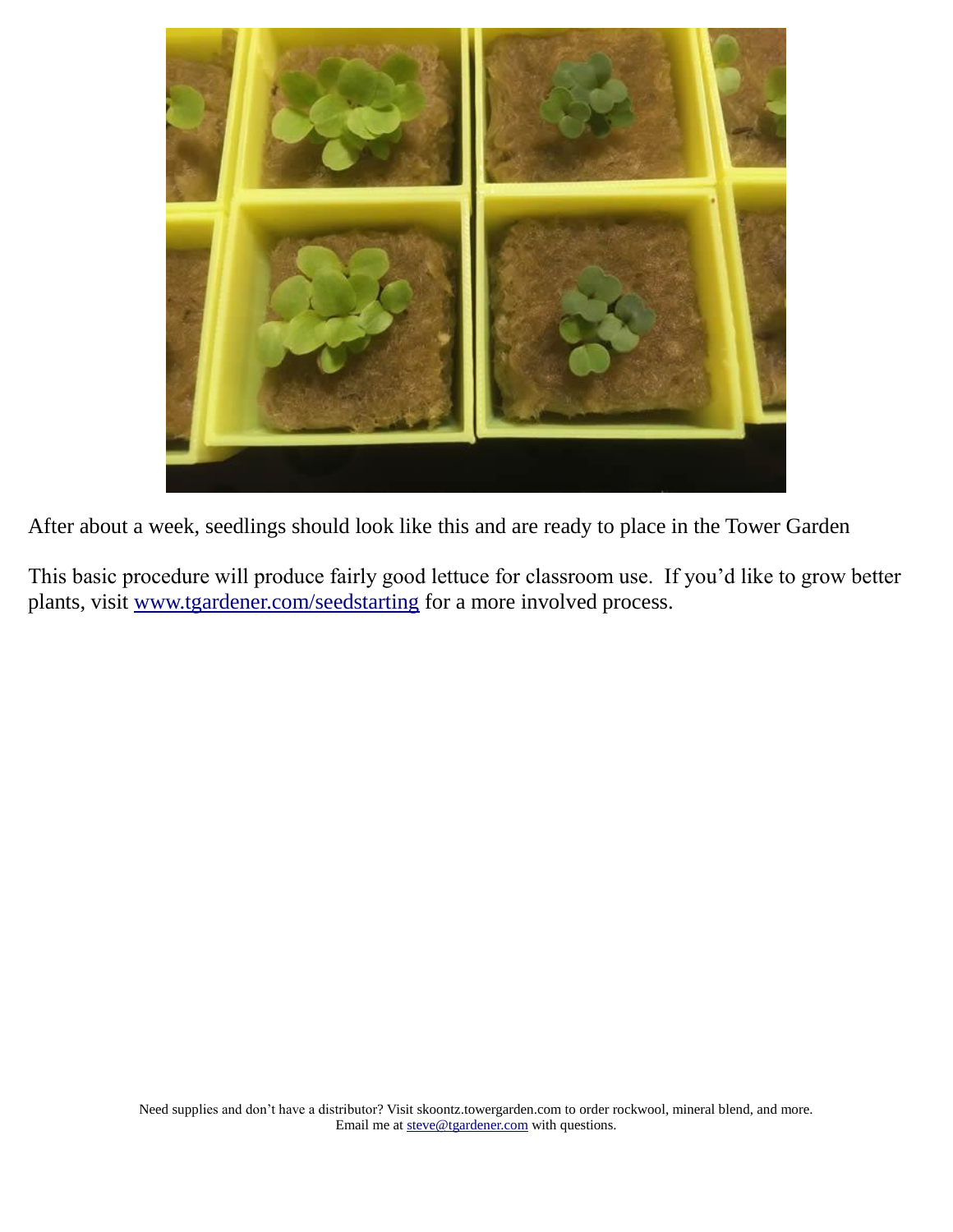After about a week, seedlings should look like this and are ready to place in the Tower Garden

This basic procedure will produce fairly good lettuce for classroom use. If you'd like to grow better plants, visit [www.tgardener.com/seedstarting](www.tgardener.com/seedstarting) for a more involved process.

Need supplies and don't have a distributor? Visit skoontz.towergarden.com to order rockwool, mineral blend, and more.
Email me at [steve@tgardener.com](mailto:steve@tgardener.com) with questions.